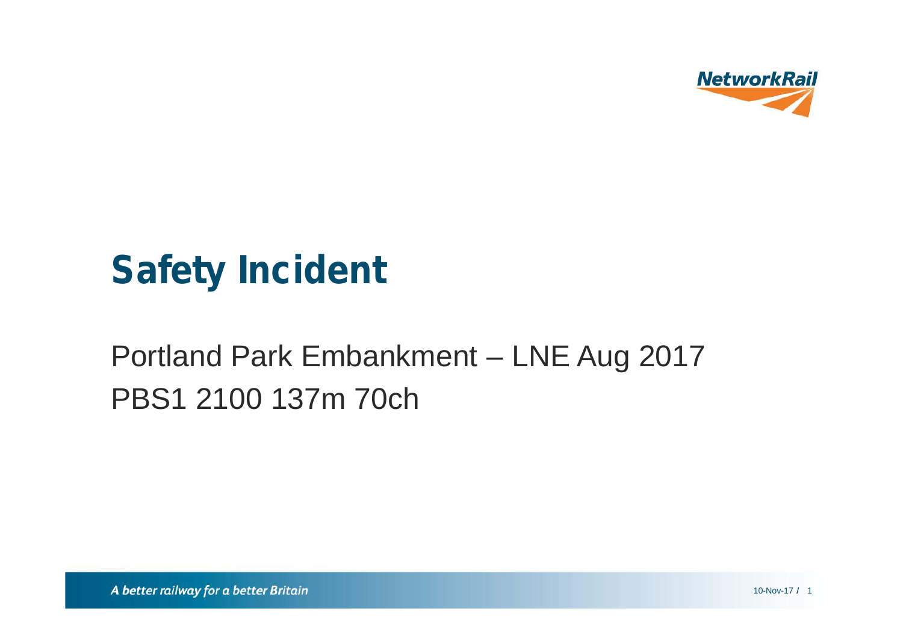# Safety Incident

Portland Park Embankment – LNE Aug 2017

PBS1 2100 137m 70ch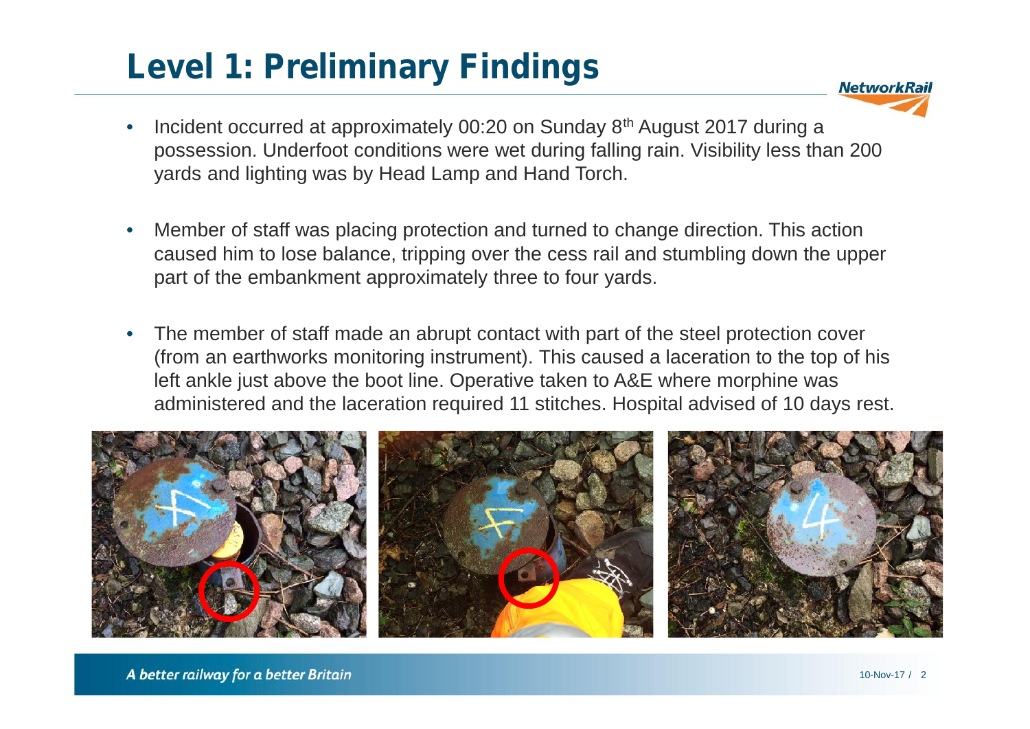# Level 1: Preliminary Findings

- Incident occurred at approximately 00:20 on Sunday 8th August 2017 during a possession. Underfoot conditions were wet during falling rain. Visibility less than 200 yards and lighting was by Head Lamp and Hand Torch.

- Member of staff was placing protection and turned to change direction. This action caused him to lose balance, tripping over the cess rail and stumbling down the upper part of the embankment approximately three to four yards.

- The member of staff made an abrupt contact with part of the steel protection cover (from an earthworks monitoring instrument). This caused a laceration to the top of his left ankle just above the boot line. Operative taken to A&E where morphine was administered and the laceration required 11 stitches. Hospital advised of 10 days rest.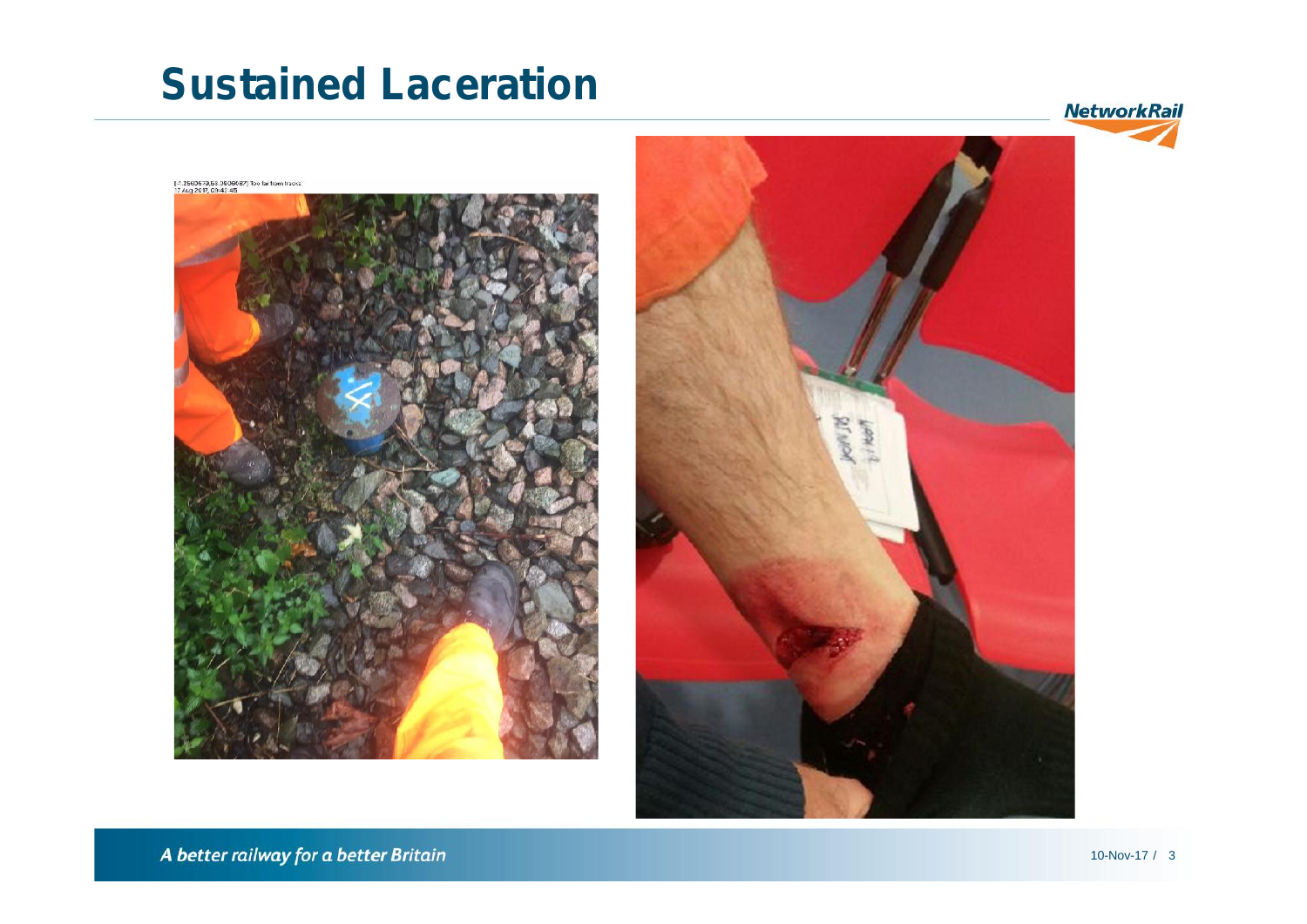# Sustained Laceration

[-1.2563579,53.3608697] Too far from tracks
17 Aug 2017, 09:42:45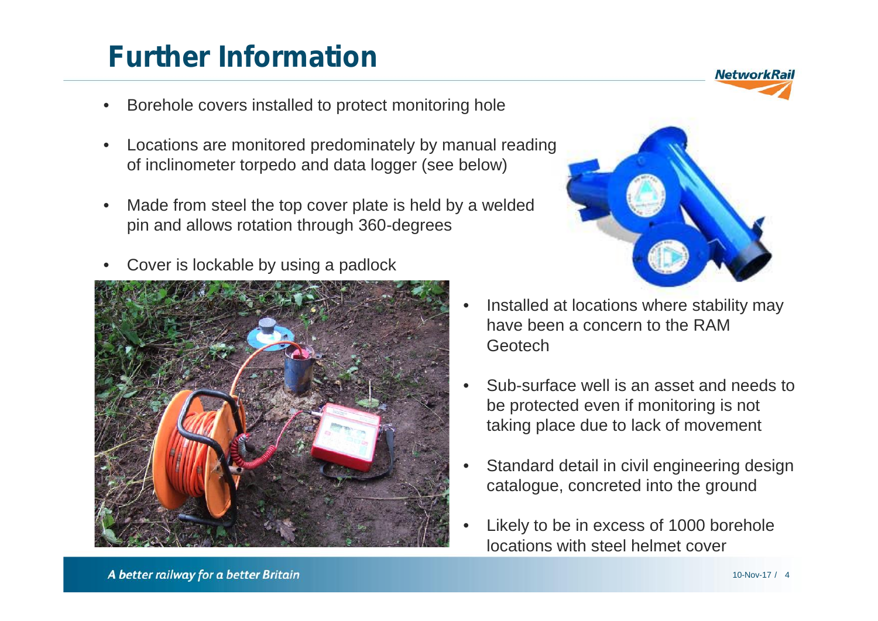# Further Information

- Borehole covers installed to protect monitoring hole
- Locations are monitored predominately by manual reading of inclinometer torpedo and data logger (see below)
- Made from steel the top cover plate is held by a welded pin and allows rotation through 360-degrees
- Cover is lockable by using a padlock
- Installed at locations where stability may have been a concern to the RAM Geotech
- Sub-surface well is an asset and needs to be protected even if monitoring is not taking place due to lack of movement
- Standard detail in civil engineering design catalogue, concreted into the ground
- Likely to be in excess of 1000 borehole locations with steel helmet cover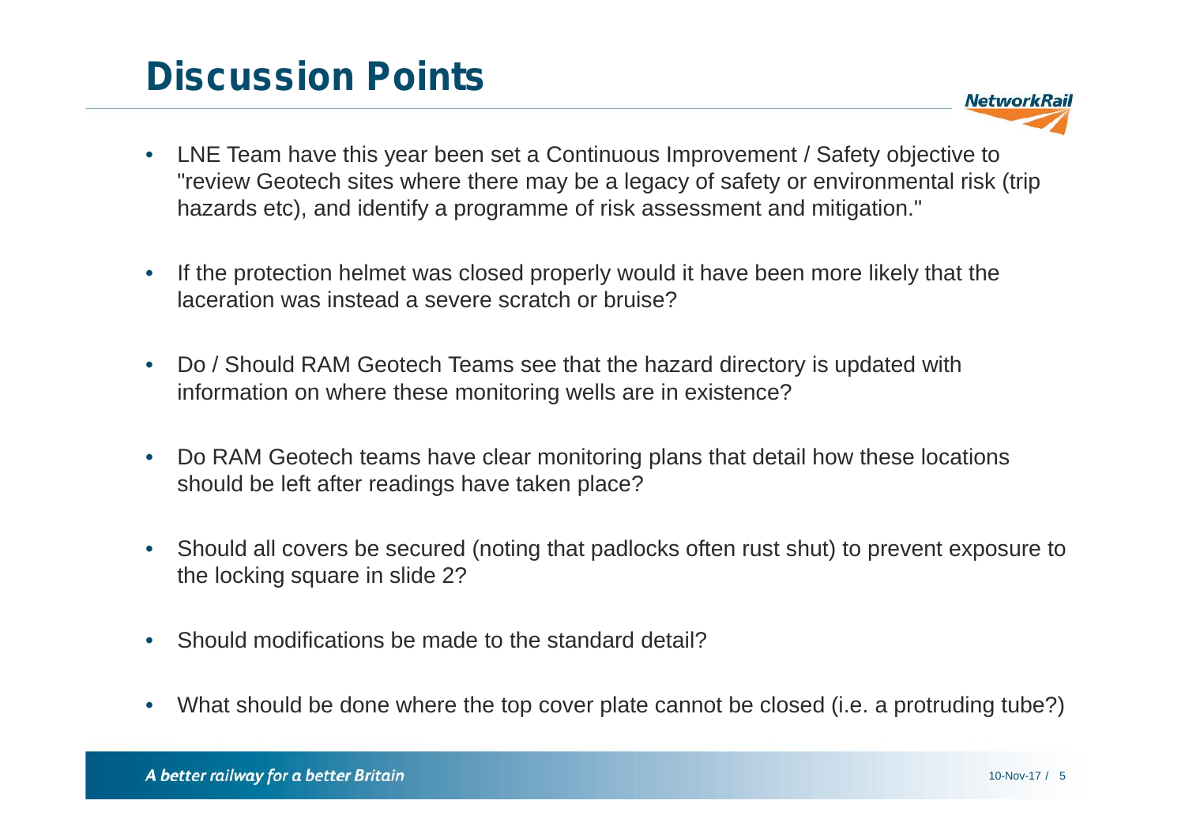# Discussion Points

- LNE Team have this year been set a Continuous Improvement / Safety objective to "review Geotech sites where there may be a legacy of safety or environmental risk (trip hazards etc), and identify a programme of risk assessment and mitigation."
- If the protection helmet was closed properly would it have been more likely that the laceration was instead a severe scratch or bruise?
- Do / Should RAM Geotech Teams see that the hazard directory is updated with information on where these monitoring wells are in existence?
- Do RAM Geotech teams have clear monitoring plans that detail how these locations should be left after readings have taken place?
- Should all covers be secured (noting that padlocks often rust shut) to prevent exposure to the locking square in slide 2?
- Should modifications be made to the standard detail?
- What should be done where the top cover plate cannot be closed (i.e. a protruding tube?)